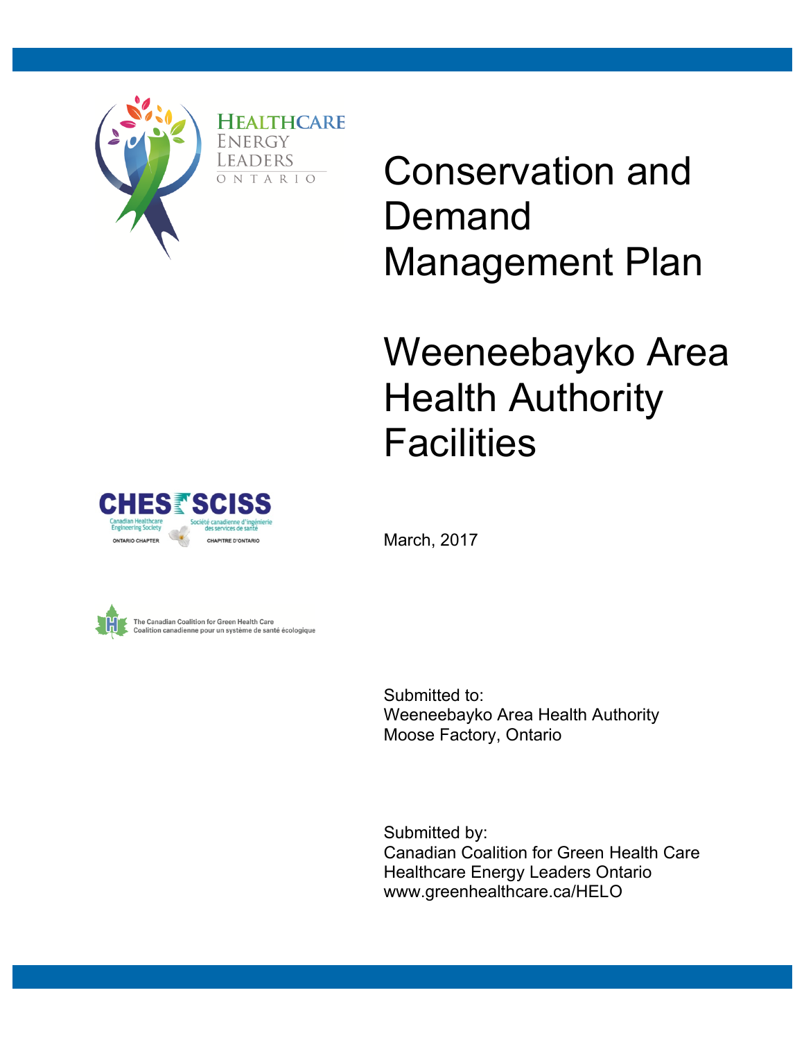HEALTHCARE ENERGY LEADERS ONTARIO

# Conservation and Demand Management Plan

# Weeneebayko Area Health Authority Facilities

CHES SCISS
Canadian Healthcare Engineering Society — Société canadienne d'ingénierie des services de santé
ONTARIO CHAPTER — CHAPITRE D'ONTARIO

March, 2017

The Canadian Coalition for Green Health Care
Coalition canadienne pour un système de santé écologique

Submitted to:
Weeneebayko Area Health Authority
Moose Factory, Ontario

Submitted by:
Canadian Coalition for Green Health Care
Healthcare Energy Leaders Ontario
www.greenhealthcare.ca/HELO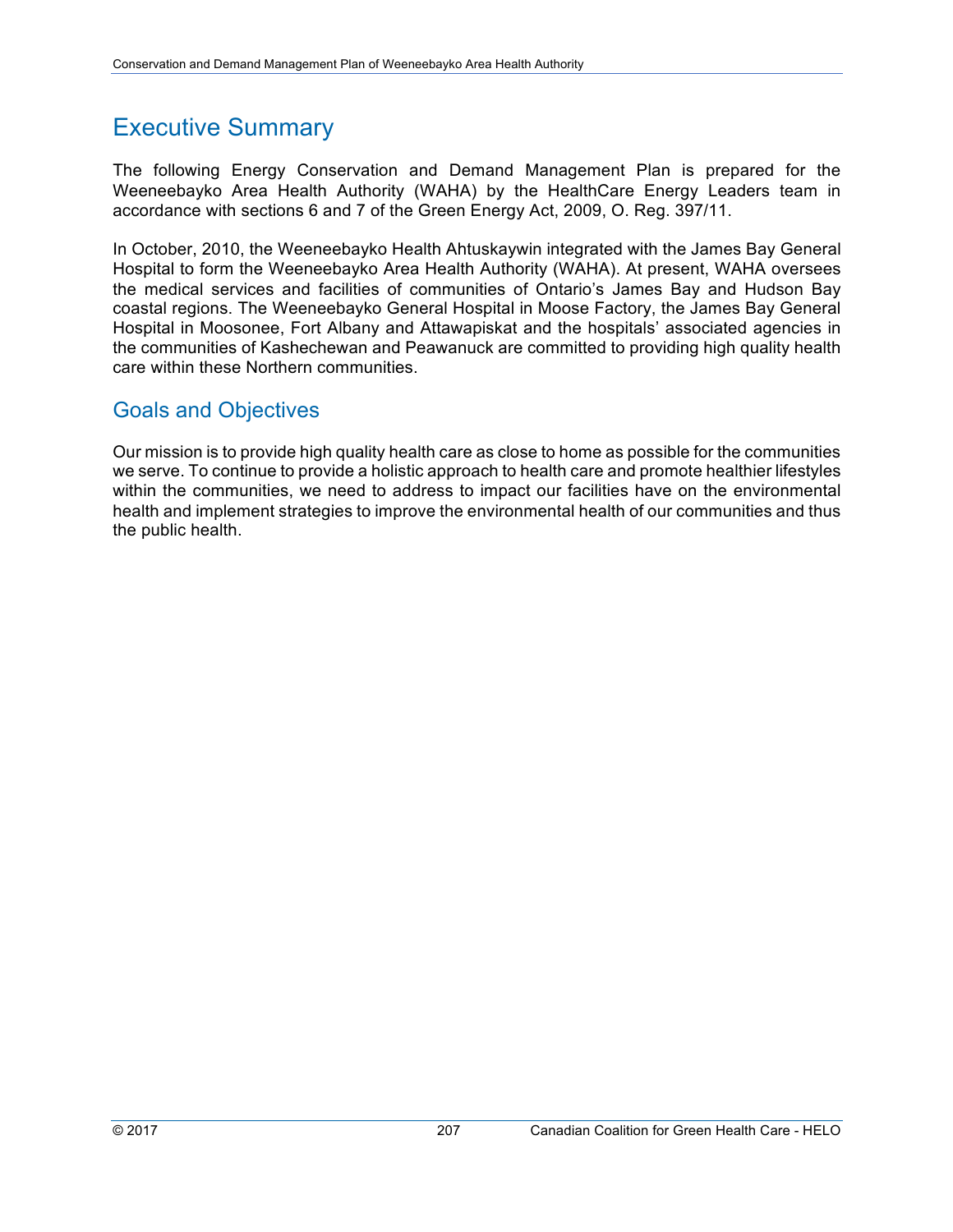# Executive Summary

The following Energy Conservation and Demand Management Plan is prepared for the Weeneebayko Area Health Authority (WAHA) by the HealthCare Energy Leaders team in accordance with sections 6 and 7 of the Green Energy Act, 2009, O. Reg. 397/11.

In October, 2010, the Weeneebayko Health Ahtuskaywin integrated with the James Bay General Hospital to form the Weeneebayko Area Health Authority (WAHA). At present, WAHA oversees the medical services and facilities of communities of Ontario's James Bay and Hudson Bay coastal regions. The Weeneebayko General Hospital in Moose Factory, the James Bay General Hospital in Moosonee, Fort Albany and Attawapiskat and the hospitals' associated agencies in the communities of Kashechewan and Peawanuck are committed to providing high quality health care within these Northern communities.

## Goals and Objectives

Our mission is to provide high quality health care as close to home as possible for the communities we serve. To continue to provide a holistic approach to health care and promote healthier lifestyles within the communities, we need to address to impact our facilities have on the environmental health and implement strategies to improve the environmental health of our communities and thus the public health.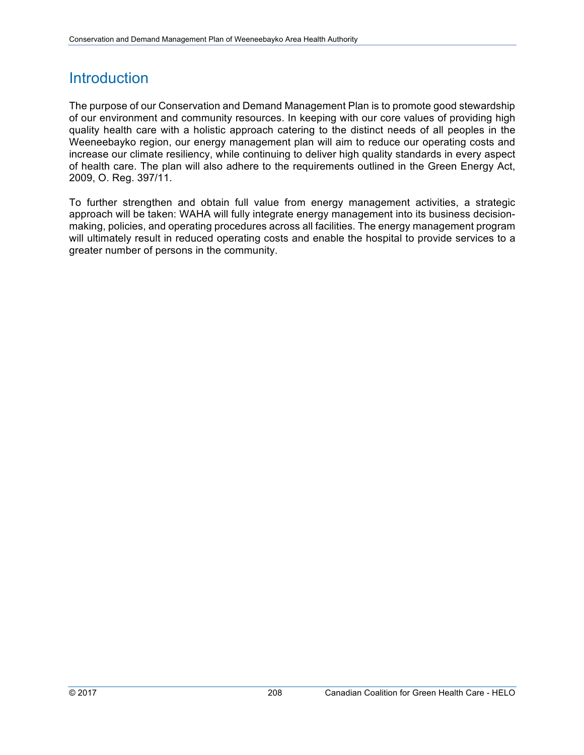# Introduction

The purpose of our Conservation and Demand Management Plan is to promote good stewardship of our environment and community resources. In keeping with our core values of providing high quality health care with a holistic approach catering to the distinct needs of all peoples in the Weeneebayko region, our energy management plan will aim to reduce our operating costs and increase our climate resiliency, while continuing to deliver high quality standards in every aspect of health care. The plan will also adhere to the requirements outlined in the Green Energy Act, 2009, O. Reg. 397/11.

To further strengthen and obtain full value from energy management activities, a strategic approach will be taken: WAHA will fully integrate energy management into its business decision-making, policies, and operating procedures across all facilities. The energy management program will ultimately result in reduced operating costs and enable the hospital to provide services to a greater number of persons in the community.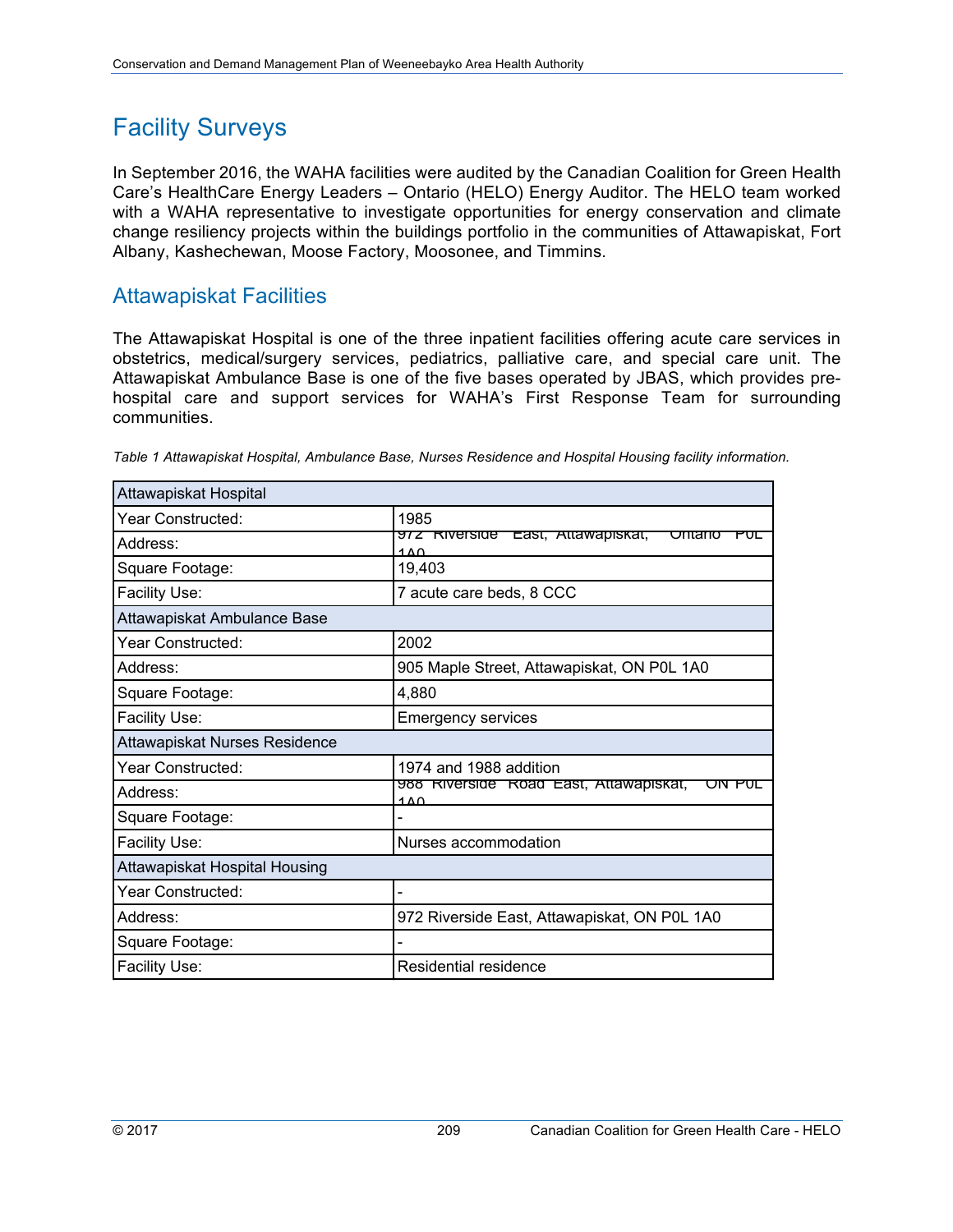# Facility Surveys

In September 2016, the WAHA facilities were audited by the Canadian Coalition for Green Health Care's HealthCare Energy Leaders – Ontario (HELO) Energy Auditor. The HELO team worked with a WAHA representative to investigate opportunities for energy conservation and climate change resiliency projects within the buildings portfolio in the communities of Attawapiskat, Fort Albany, Kashechewan, Moose Factory, Moosonee, and Timmins.

## Attawapiskat Facilities

The Attawapiskat Hospital is one of the three inpatient facilities offering acute care services in obstetrics, medical/surgery services, pediatrics, palliative care, and special care unit. The Attawapiskat Ambulance Base is one of the five bases operated by JBAS, which provides pre-hospital care and support services for WAHA's First Response Team for surrounding communities.

*Table 1 Attawapiskat Hospital, Ambulance Base, Nurses Residence and Hospital Housing facility information.*

| Attawapiskat Hospital | |
|---|---|
| Year Constructed: | 1985 |
| Address: | 972 Riverside East, Attawapiskat, Ontario P0L 1A0 |
| Square Footage: | 19,403 |
| Facility Use: | 7 acute care beds, 8 CCC |
| **Attawapiskat Ambulance Base** | |
| Year Constructed: | 2002 |
| Address: | 905 Maple Street, Attawapiskat, ON P0L 1A0 |
| Square Footage: | 4,880 |
| Facility Use: | Emergency services |
| **Attawapiskat Nurses Residence** | |
| Year Constructed: | 1974 and 1988 addition |
| Address: | 988 Riverside Road East, Attawapiskat, ON P0L 1A0 |
| Square Footage: | - |
| Facility Use: | Nurses accommodation |
| **Attawapiskat Hospital Housing** | |
| Year Constructed: | - |
| Address: | 972 Riverside East, Attawapiskat, ON P0L 1A0 |
| Square Footage: | - |
| Facility Use: | Residential residence |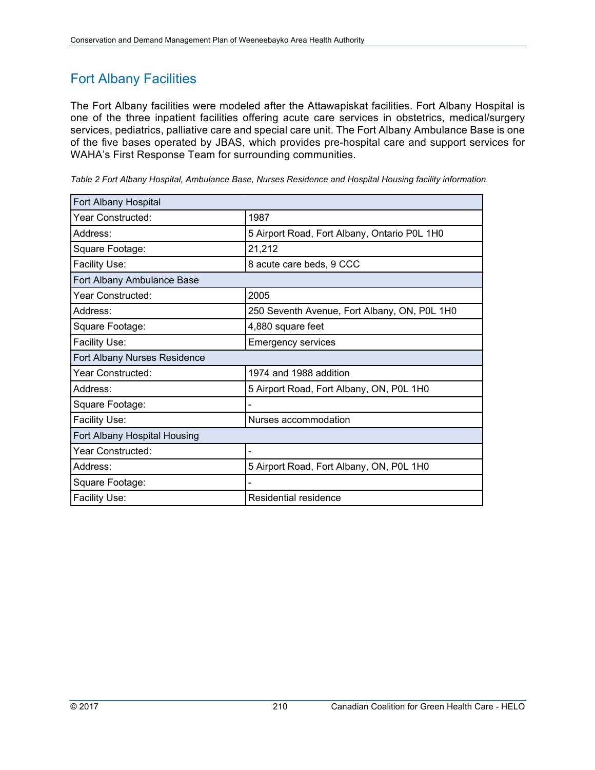## Fort Albany Facilities

The Fort Albany facilities were modeled after the Attawapiskat facilities. Fort Albany Hospital is one of the three inpatient facilities offering acute care services in obstetrics, medical/surgery services, pediatrics, palliative care and special care unit. The Fort Albany Ambulance Base is one of the five bases operated by JBAS, which provides pre-hospital care and support services for WAHA's First Response Team for surrounding communities.

*Table 2 Fort Albany Hospital, Ambulance Base, Nurses Residence and Hospital Housing facility information.*

| Fort Albany Hospital | |
|---|---|
| Year Constructed: | 1987 |
| Address: | 5 Airport Road, Fort Albany, Ontario P0L 1H0 |
| Square Footage: | 21,212 |
| Facility Use: | 8 acute care beds, 9 CCC |
| **Fort Albany Ambulance Base** | |
| Year Constructed: | 2005 |
| Address: | 250 Seventh Avenue, Fort Albany, ON, P0L 1H0 |
| Square Footage: | 4,880 square feet |
| Facility Use: | Emergency services |
| **Fort Albany Nurses Residence** | |
| Year Constructed: | 1974 and 1988 addition |
| Address: | 5 Airport Road, Fort Albany, ON, P0L 1H0 |
| Square Footage: | - |
| Facility Use: | Nurses accommodation |
| **Fort Albany Hospital Housing** | |
| Year Constructed: | - |
| Address: | 5 Airport Road, Fort Albany, ON, P0L 1H0 |
| Square Footage: | - |
| Facility Use: | Residential residence |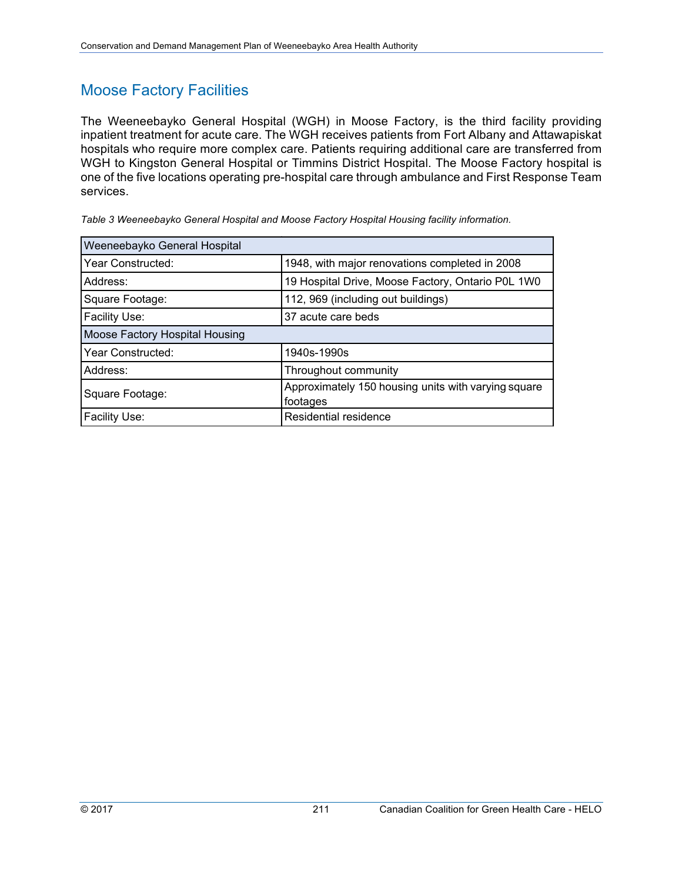## Moose Factory Facilities

The Weeneebayko General Hospital (WGH) in Moose Factory, is the third facility providing inpatient treatment for acute care. The WGH receives patients from Fort Albany and Attawapiskat hospitals who require more complex care. Patients requiring additional care are transferred from WGH to Kingston General Hospital or Timmins District Hospital. The Moose Factory hospital is one of the five locations operating pre-hospital care through ambulance and First Response Team services.

*Table 3 Weeneebayko General Hospital and Moose Factory Hospital Housing facility information.*

| Weeneebayko General Hospital | |
|---|---|
| Year Constructed: | 1948, with major renovations completed in 2008 |
| Address: | 19 Hospital Drive, Moose Factory, Ontario P0L 1W0 |
| Square Footage: | 112, 969 (including out buildings) |
| Facility Use: | 37 acute care beds |
| **Moose Factory Hospital Housing** | |
| Year Constructed: | 1940s-1990s |
| Address: | Throughout community |
| Square Footage: | Approximately 150 housing units with varying square footages |
| Facility Use: | Residential residence |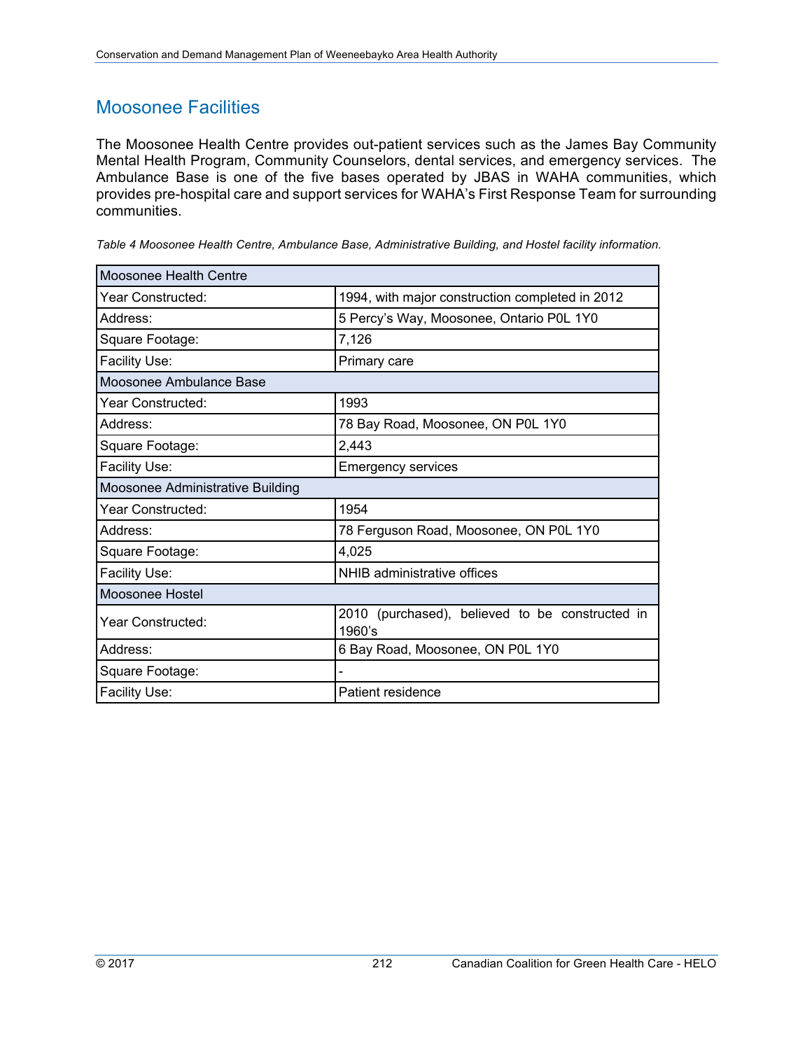## Moosonee Facilities

The Moosonee Health Centre provides out-patient services such as the James Bay Community Mental Health Program, Community Counselors, dental services, and emergency services. The Ambulance Base is one of the five bases operated by JBAS in WAHA communities, which provides pre-hospital care and support services for WAHA's First Response Team for surrounding communities.

*Table 4 Moosonee Health Centre, Ambulance Base, Administrative Building, and Hostel facility information.*

| Moosonee Health Centre | |
|---|---|
| Year Constructed: | 1994, with major construction completed in 2012 |
| Address: | 5 Percy's Way, Moosonee, Ontario P0L 1Y0 |
| Square Footage: | 7,126 |
| Facility Use: | Primary care |
| **Moosonee Ambulance Base** | |
| Year Constructed: | 1993 |
| Address: | 78 Bay Road, Moosonee, ON P0L 1Y0 |
| Square Footage: | 2,443 |
| Facility Use: | Emergency services |
| **Moosonee Administrative Building** | |
| Year Constructed: | 1954 |
| Address: | 78 Ferguson Road, Moosonee, ON P0L 1Y0 |
| Square Footage: | 4,025 |
| Facility Use: | NHIB administrative offices |
| **Moosonee Hostel** | |
| Year Constructed: | 2010 (purchased), believed to be constructed in 1960's |
| Address: | 6 Bay Road, Moosonee, ON P0L 1Y0 |
| Square Footage: | - |
| Facility Use: | Patient residence |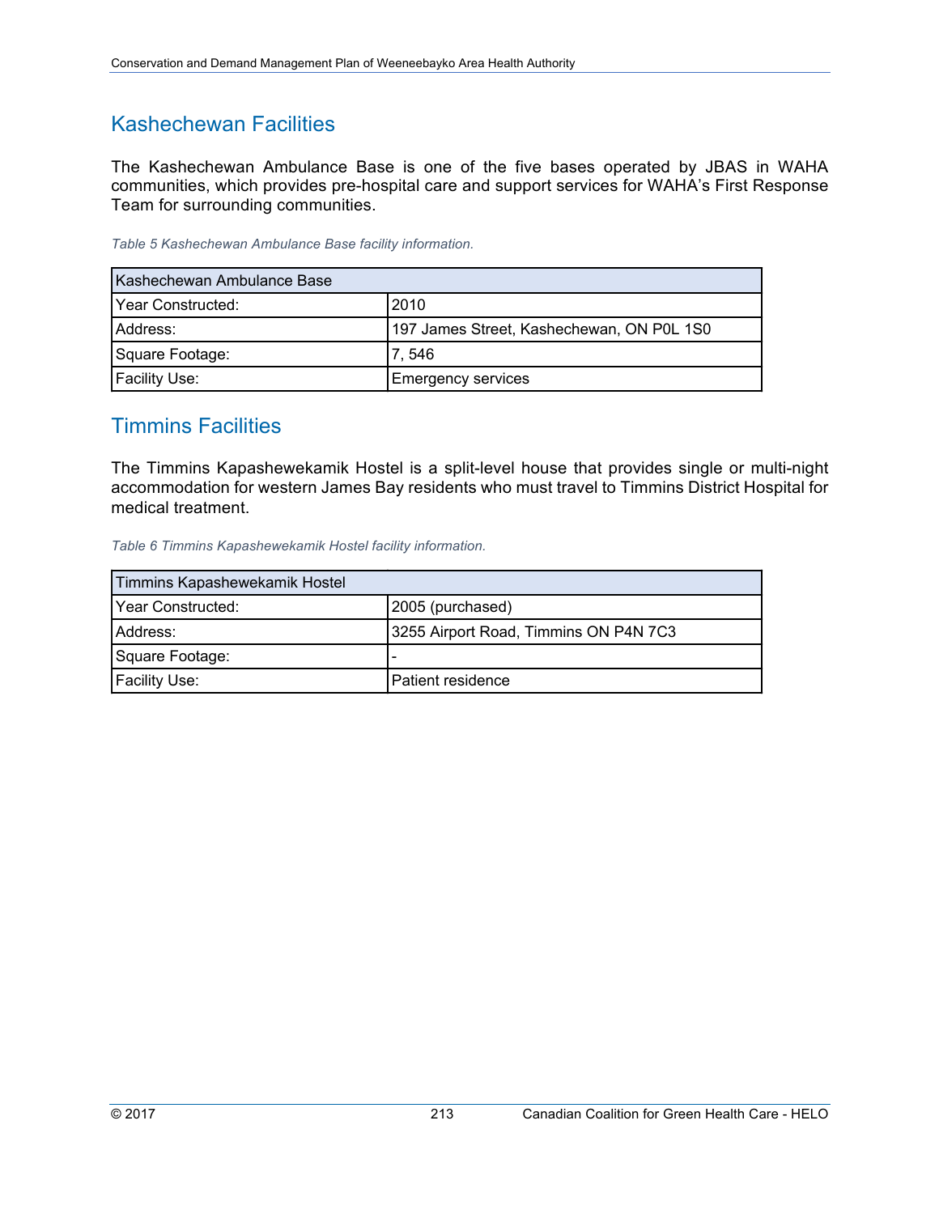## Kashechewan Facilities

The Kashechewan Ambulance Base is one of the five bases operated by JBAS in WAHA communities, which provides pre-hospital care and support services for WAHA's First Response Team for surrounding communities.

*Table 5 Kashechewan Ambulance Base facility information.*

| Kashechewan Ambulance Base | |
|---|---|
| Year Constructed: | 2010 |
| Address: | 197 James Street, Kashechewan, ON P0L 1S0 |
| Square Footage: | 7, 546 |
| Facility Use: | Emergency services |

## Timmins Facilities

The Timmins Kapashewekamik Hostel is a split-level house that provides single or multi-night accommodation for western James Bay residents who must travel to Timmins District Hospital for medical treatment.

*Table 6 Timmins Kapashewekamik Hostel facility information.*

| Timmins Kapashewekamik Hostel | |
|---|---|
| Year Constructed: | 2005 (purchased) |
| Address: | 3255 Airport Road, Timmins ON P4N 7C3 |
| Square Footage: | - |
| Facility Use: | Patient residence |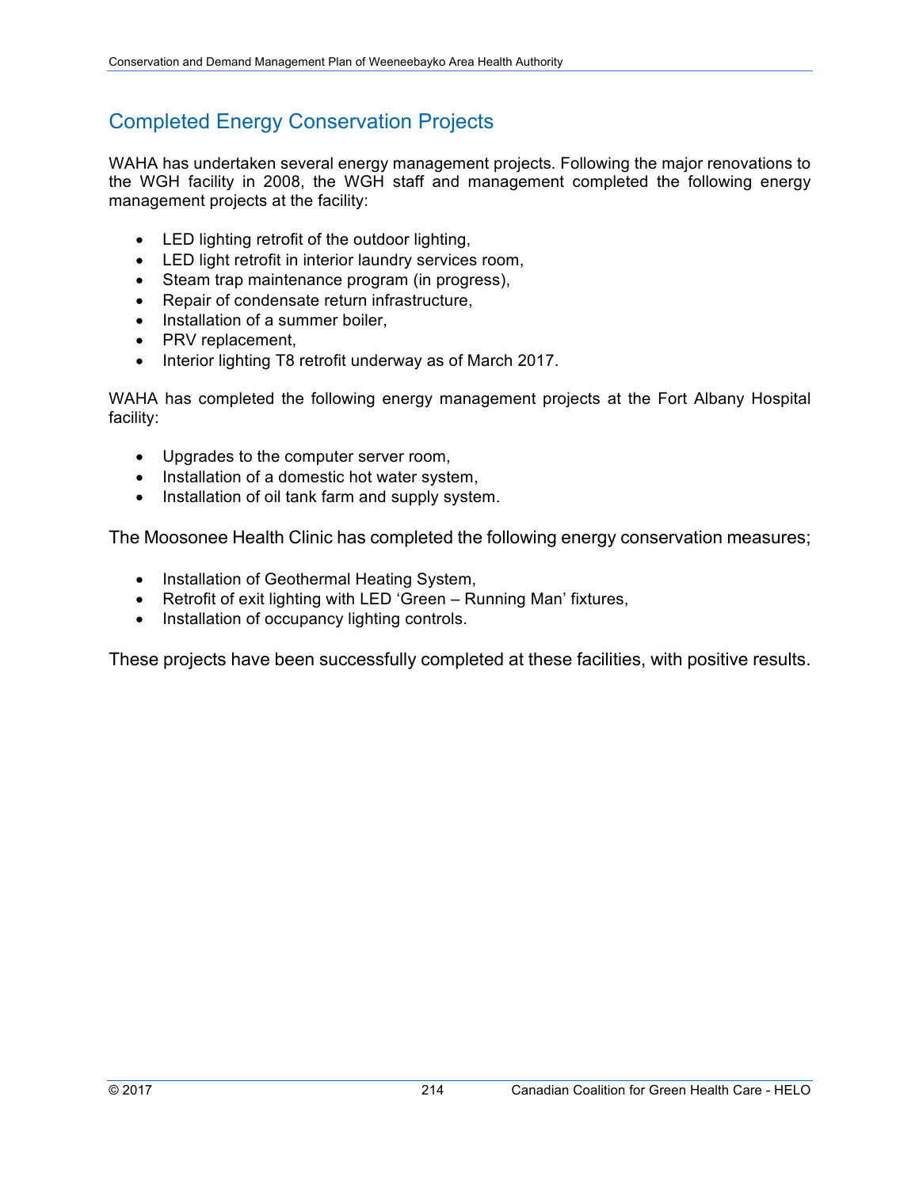## Completed Energy Conservation Projects

WAHA has undertaken several energy management projects. Following the major renovations to the WGH facility in 2008, the WGH staff and management completed the following energy management projects at the facility:

- LED lighting retrofit of the outdoor lighting,
- LED light retrofit in interior laundry services room,
- Steam trap maintenance program (in progress),
- Repair of condensate return infrastructure,
- Installation of a summer boiler,
- PRV replacement,
- Interior lighting T8 retrofit underway as of March 2017.

WAHA has completed the following energy management projects at the Fort Albany Hospital facility:

- Upgrades to the computer server room,
- Installation of a domestic hot water system,
- Installation of oil tank farm and supply system.

The Moosonee Health Clinic has completed the following energy conservation measures;

- Installation of Geothermal Heating System,
- Retrofit of exit lighting with LED 'Green – Running Man' fixtures,
- Installation of occupancy lighting controls.

These projects have been successfully completed at these facilities, with positive results.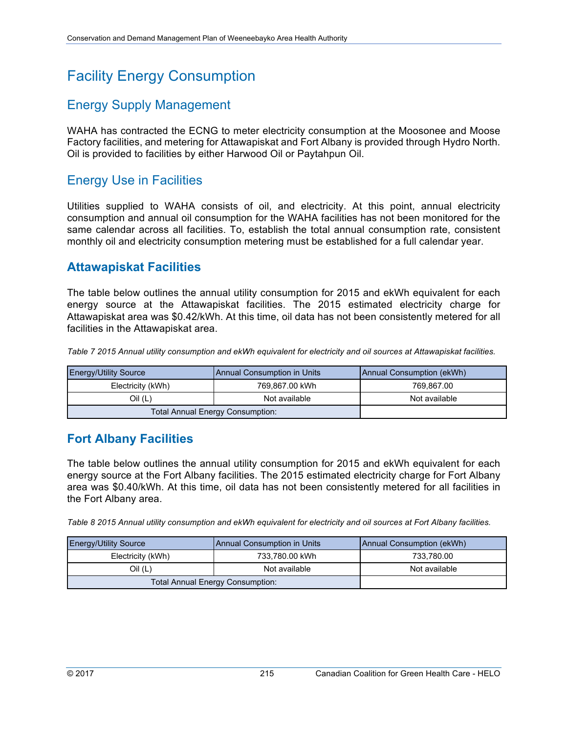# Facility Energy Consumption

## Energy Supply Management

WAHA has contracted the ECNG to meter electricity consumption at the Moosonee and Moose Factory facilities, and metering for Attawapiskat and Fort Albany is provided through Hydro North. Oil is provided to facilities by either Harwood Oil or Paytahpun Oil.

## Energy Use in Facilities

Utilities supplied to WAHA consists of oil, and electricity. At this point, annual electricity consumption and annual oil consumption for the WAHA facilities has not been monitored for the same calendar across all facilities. To, establish the total annual consumption rate, consistent monthly oil and electricity consumption metering must be established for a full calendar year.

### Attawapiskat Facilities

The table below outlines the annual utility consumption for 2015 and ekWh equivalent for each energy source at the Attawapiskat facilities. The 2015 estimated electricity charge for Attawapiskat area was $0.42/kWh. At this time, oil data has not been consistently metered for all facilities in the Attawapiskat area.

*Table 7 2015 Annual utility consumption and ekWh equivalent for electricity and oil sources at Attawapiskat facilities.*

| Energy/Utility Source | Annual Consumption in Units | Annual Consumption (ekWh) |
|---|---|---|
| Electricity (kWh) | 769,867.00 kWh | 769,867.00 |
| Oil (L) | Not available | Not available |
| Total Annual Energy Consumption: | | |

### Fort Albany Facilities

The table below outlines the annual utility consumption for 2015 and ekWh equivalent for each energy source at the Fort Albany facilities. The 2015 estimated electricity charge for Fort Albany area was $0.40/kWh. At this time, oil data has not been consistently metered for all facilities in the Fort Albany area.

*Table 8 2015 Annual utility consumption and ekWh equivalent for electricity and oil sources at Fort Albany facilities.*

| Energy/Utility Source | Annual Consumption in Units | Annual Consumption (ekWh) |
|---|---|---|
| Electricity (kWh) | 733,780.00 kWh | 733,780.00 |
| Oil (L) | Not available | Not available |
| Total Annual Energy Consumption: | | |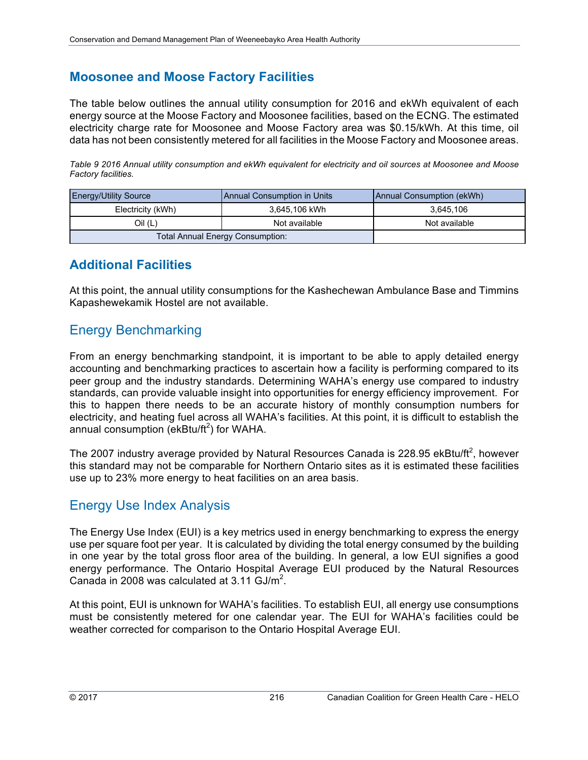## Moosonee and Moose Factory Facilities

The table below outlines the annual utility consumption for 2016 and ekWh equivalent of each energy source at the Moose Factory and Moosonee facilities, based on the ECNG. The estimated electricity charge rate for Moosonee and Moose Factory area was \$0.15/kWh. At this time, oil data has not been consistently metered for all facilities in the Moose Factory and Moosonee areas.

*Table 9 2016 Annual utility consumption and ekWh equivalent for electricity and oil sources at Moosonee and Moose Factory facilities.*

| Energy/Utility Source | Annual Consumption in Units | Annual Consumption (ekWh) |
|---|---|---|
| Electricity (kWh) | 3,645,106 kWh | 3,645,106 |
| Oil (L) | Not available | Not available |
| Total Annual Energy Consumption: | | |

## Additional Facilities

At this point, the annual utility consumptions for the Kashechewan Ambulance Base and Timmins Kapashewekamik Hostel are not available.

## Energy Benchmarking

From an energy benchmarking standpoint, it is important to be able to apply detailed energy accounting and benchmarking practices to ascertain how a facility is performing compared to its peer group and the industry standards. Determining WAHA's energy use compared to industry standards, can provide valuable insight into opportunities for energy efficiency improvement. For this to happen there needs to be an accurate history of monthly consumption numbers for electricity, and heating fuel across all WAHA's facilities. At this point, it is difficult to establish the annual consumption (ekBtu/ft$^2$) for WAHA.

The 2007 industry average provided by Natural Resources Canada is 228.95 ekBtu/ft$^2$, however this standard may not be comparable for Northern Ontario sites as it is estimated these facilities use up to 23% more energy to heat facilities on an area basis.

## Energy Use Index Analysis

The Energy Use Index (EUI) is a key metrics used in energy benchmarking to express the energy use per square foot per year. It is calculated by dividing the total energy consumed by the building in one year by the total gross floor area of the building. In general, a low EUI signifies a good energy performance. The Ontario Hospital Average EUI produced by the Natural Resources Canada in 2008 was calculated at 3.11 GJ/m$^2$.

At this point, EUI is unknown for WAHA's facilities. To establish EUI, all energy use consumptions must be consistently metered for one calendar year. The EUI for WAHA's facilities could be weather corrected for comparison to the Ontario Hospital Average EUI.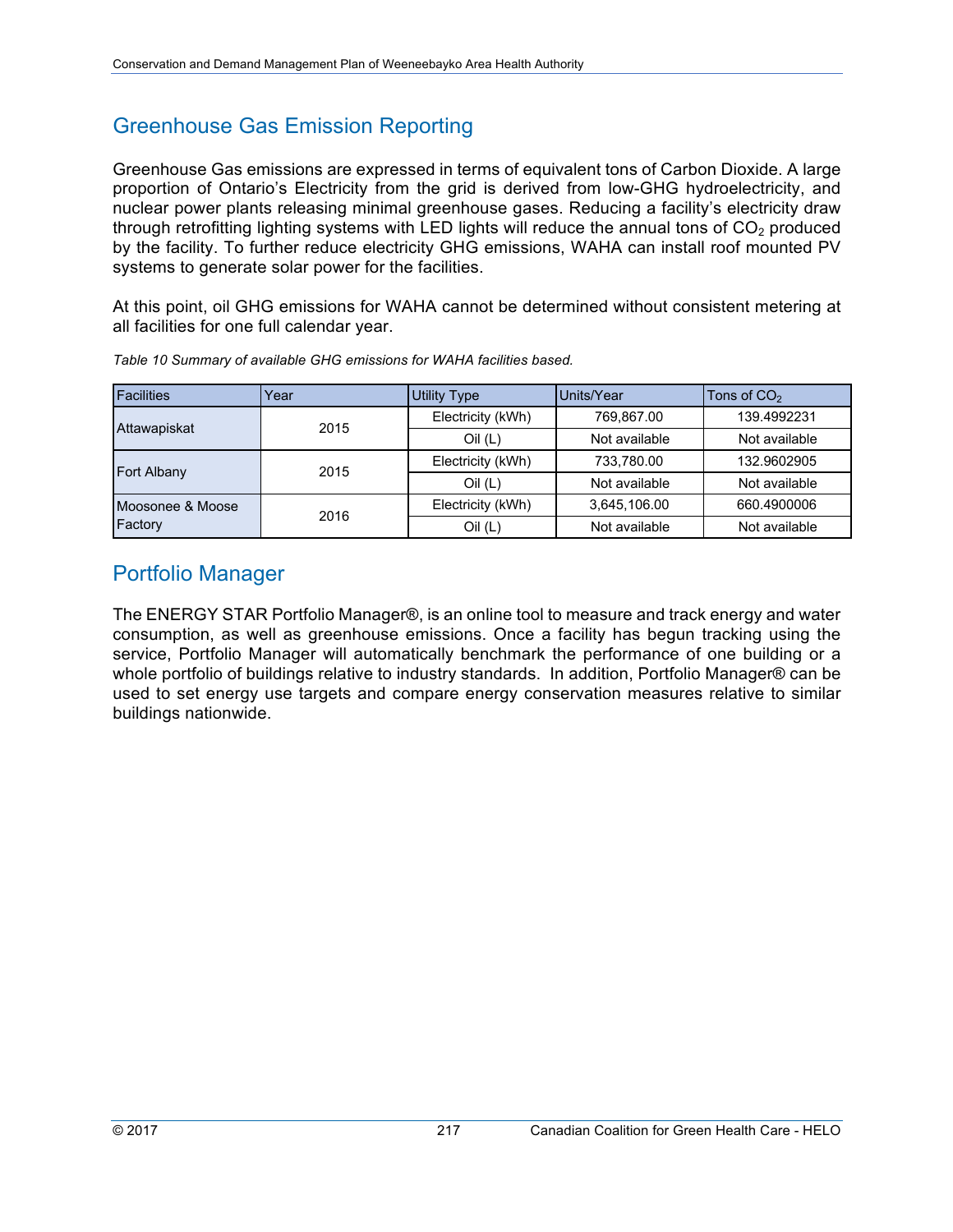## Greenhouse Gas Emission Reporting

Greenhouse Gas emissions are expressed in terms of equivalent tons of Carbon Dioxide. A large proportion of Ontario's Electricity from the grid is derived from low-GHG hydroelectricity, and nuclear power plants releasing minimal greenhouse gases. Reducing a facility's electricity draw through retrofitting lighting systems with LED lights will reduce the annual tons of $CO_2$ produced by the facility. To further reduce electricity GHG emissions, WAHA can install roof mounted PV systems to generate solar power for the facilities.

At this point, oil GHG emissions for WAHA cannot be determined without consistent metering at all facilities for one full calendar year.

*Table 10 Summary of available GHG emissions for WAHA facilities based.*

| Facilities | Year | Utility Type | Units/Year | Tons of $CO_2$ |
|---|---|---|---|---|
| Attawapiskat | 2015 | Electricity (kWh) | 769,867.00 | 139.4992231 |
| | | Oil (L) | Not available | Not available |
| Fort Albany | 2015 | Electricity (kWh) | 733,780.00 | 132.9602905 |
| | | Oil (L) | Not available | Not available |
| Moosonee & Moose Factory | 2016 | Electricity (kWh) | 3,645,106.00 | 660.4900006 |
| | | Oil (L) | Not available | Not available |

## Portfolio Manager

The ENERGY STAR Portfolio Manager®, is an online tool to measure and track energy and water consumption, as well as greenhouse emissions. Once a facility has begun tracking using the service, Portfolio Manager will automatically benchmark the performance of one building or a whole portfolio of buildings relative to industry standards. In addition, Portfolio Manager® can be used to set energy use targets and compare energy conservation measures relative to similar buildings nationwide.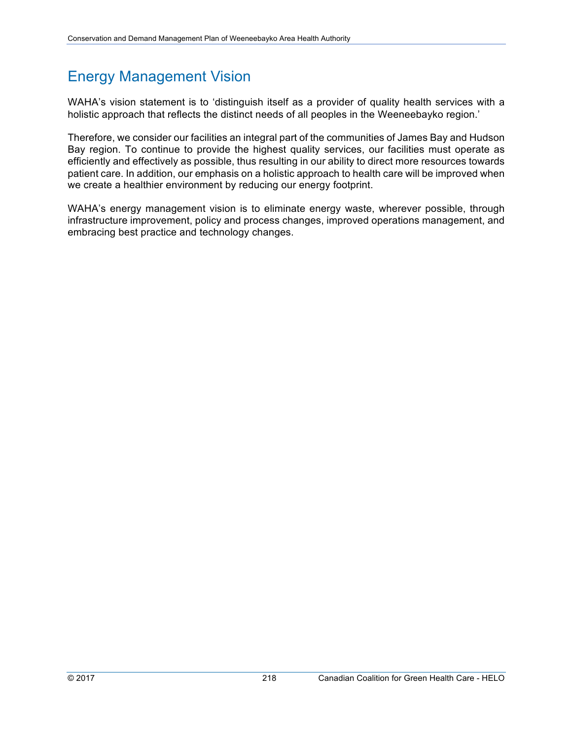# Energy Management Vision

WAHA's vision statement is to 'distinguish itself as a provider of quality health services with a holistic approach that reflects the distinct needs of all peoples in the Weeneebayko region.'

Therefore, we consider our facilities an integral part of the communities of James Bay and Hudson Bay region. To continue to provide the highest quality services, our facilities must operate as efficiently and effectively as possible, thus resulting in our ability to direct more resources towards patient care. In addition, our emphasis on a holistic approach to health care will be improved when we create a healthier environment by reducing our energy footprint.

WAHA's energy management vision is to eliminate energy waste, wherever possible, through infrastructure improvement, policy and process changes, improved operations management, and embracing best practice and technology changes.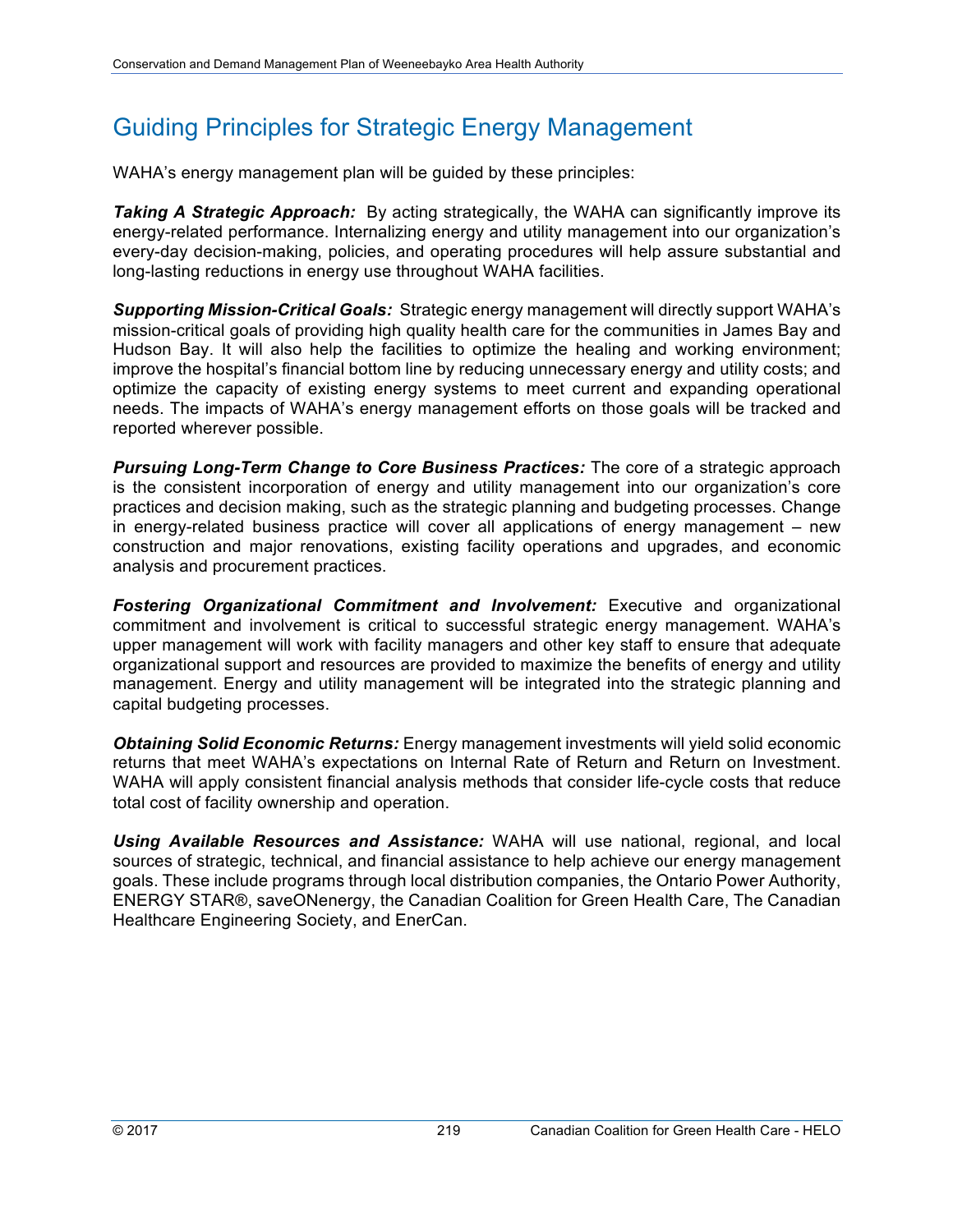## Guiding Principles for Strategic Energy Management

WAHA's energy management plan will be guided by these principles:

***Taking A Strategic Approach:*** By acting strategically, the WAHA can significantly improve its energy-related performance. Internalizing energy and utility management into our organization's every-day decision-making, policies, and operating procedures will help assure substantial and long-lasting reductions in energy use throughout WAHA facilities.

***Supporting Mission-Critical Goals:*** Strategic energy management will directly support WAHA's mission-critical goals of providing high quality health care for the communities in James Bay and Hudson Bay. It will also help the facilities to optimize the healing and working environment; improve the hospital's financial bottom line by reducing unnecessary energy and utility costs; and optimize the capacity of existing energy systems to meet current and expanding operational needs. The impacts of WAHA's energy management efforts on those goals will be tracked and reported wherever possible.

***Pursuing Long-Term Change to Core Business Practices:*** The core of a strategic approach is the consistent incorporation of energy and utility management into our organization's core practices and decision making, such as the strategic planning and budgeting processes. Change in energy-related business practice will cover all applications of energy management – new construction and major renovations, existing facility operations and upgrades, and economic analysis and procurement practices.

***Fostering Organizational Commitment and Involvement:*** Executive and organizational commitment and involvement is critical to successful strategic energy management. WAHA's upper management will work with facility managers and other key staff to ensure that adequate organizational support and resources are provided to maximize the benefits of energy and utility management. Energy and utility management will be integrated into the strategic planning and capital budgeting processes.

***Obtaining Solid Economic Returns:*** Energy management investments will yield solid economic returns that meet WAHA's expectations on Internal Rate of Return and Return on Investment. WAHA will apply consistent financial analysis methods that consider life-cycle costs that reduce total cost of facility ownership and operation.

***Using Available Resources and Assistance:*** WAHA will use national, regional, and local sources of strategic, technical, and financial assistance to help achieve our energy management goals. These include programs through local distribution companies, the Ontario Power Authority, ENERGY STAR®, saveONenergy, the Canadian Coalition for Green Health Care, The Canadian Healthcare Engineering Society, and EnerCan.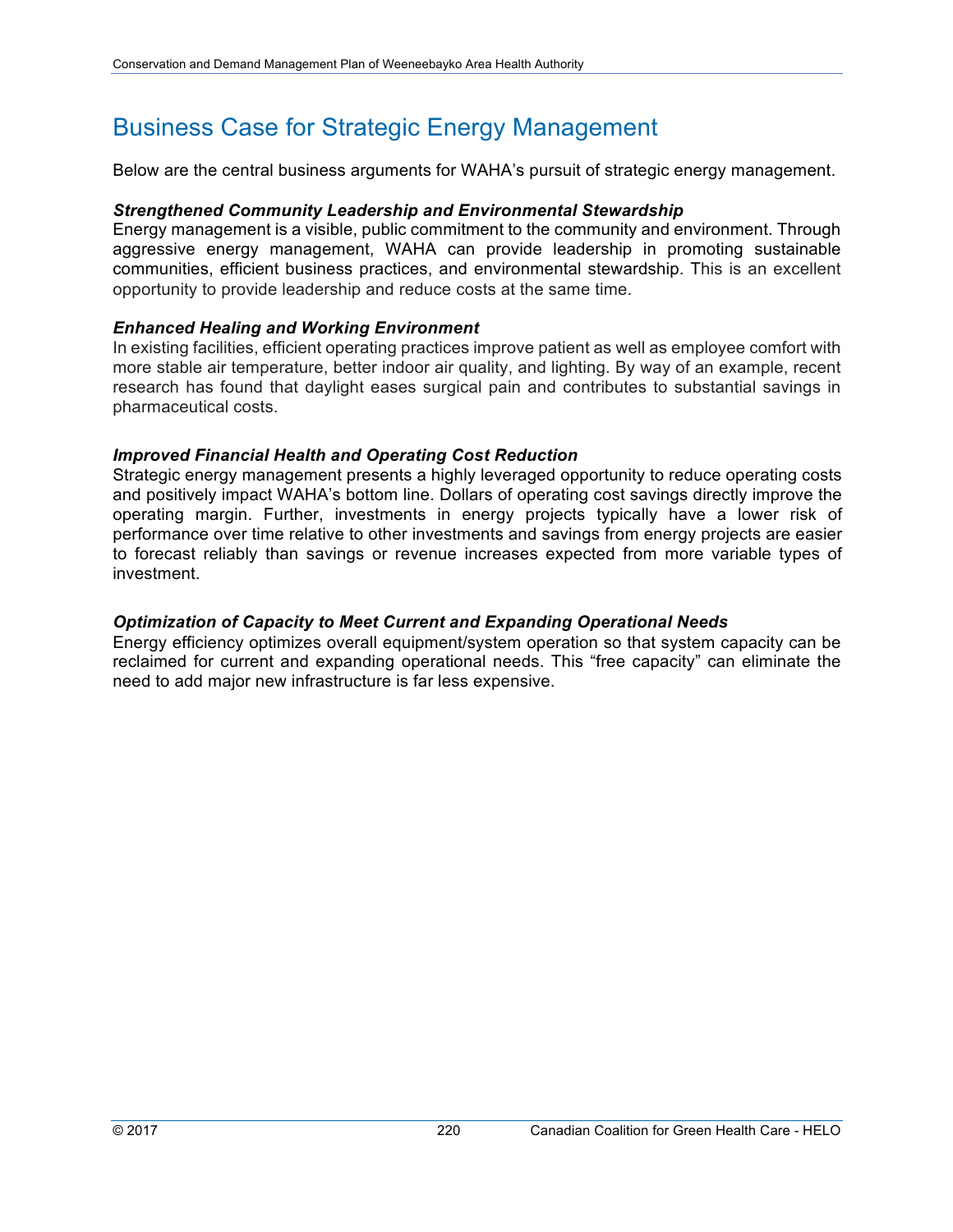## Business Case for Strategic Energy Management

Below are the central business arguments for WAHA's pursuit of strategic energy management.

***Strengthened Community Leadership and Environmental Stewardship***

Energy management is a visible, public commitment to the community and environment. Through aggressive energy management, WAHA can provide leadership in promoting sustainable communities, efficient business practices, and environmental stewardship. This is an excellent opportunity to provide leadership and reduce costs at the same time.

***Enhanced Healing and Working Environment***

In existing facilities, efficient operating practices improve patient as well as employee comfort with more stable air temperature, better indoor air quality, and lighting. By way of an example, recent research has found that daylight eases surgical pain and contributes to substantial savings in pharmaceutical costs.

***Improved Financial Health and Operating Cost Reduction***

Strategic energy management presents a highly leveraged opportunity to reduce operating costs and positively impact WAHA's bottom line. Dollars of operating cost savings directly improve the operating margin. Further, investments in energy projects typically have a lower risk of performance over time relative to other investments and savings from energy projects are easier to forecast reliably than savings or revenue increases expected from more variable types of investment.

***Optimization of Capacity to Meet Current and Expanding Operational Needs***

Energy efficiency optimizes overall equipment/system operation so that system capacity can be reclaimed for current and expanding operational needs. This "free capacity" can eliminate the need to add major new infrastructure is far less expensive.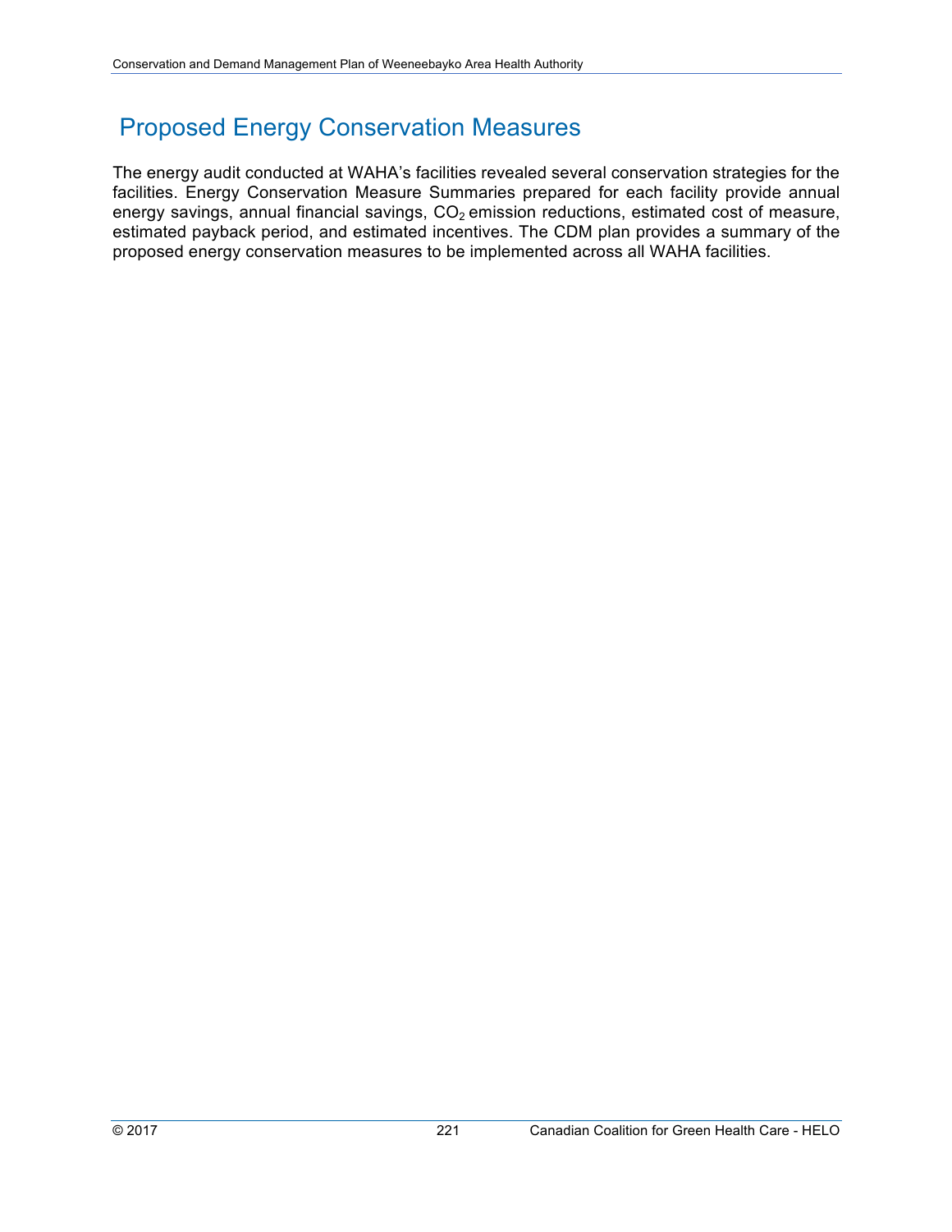# Proposed Energy Conservation Measures

The energy audit conducted at WAHA's facilities revealed several conservation strategies for the facilities. Energy Conservation Measure Summaries prepared for each facility provide annual energy savings, annual financial savings, $CO_2$ emission reductions, estimated cost of measure, estimated payback period, and estimated incentives. The CDM plan provides a summary of the proposed energy conservation measures to be implemented across all WAHA facilities.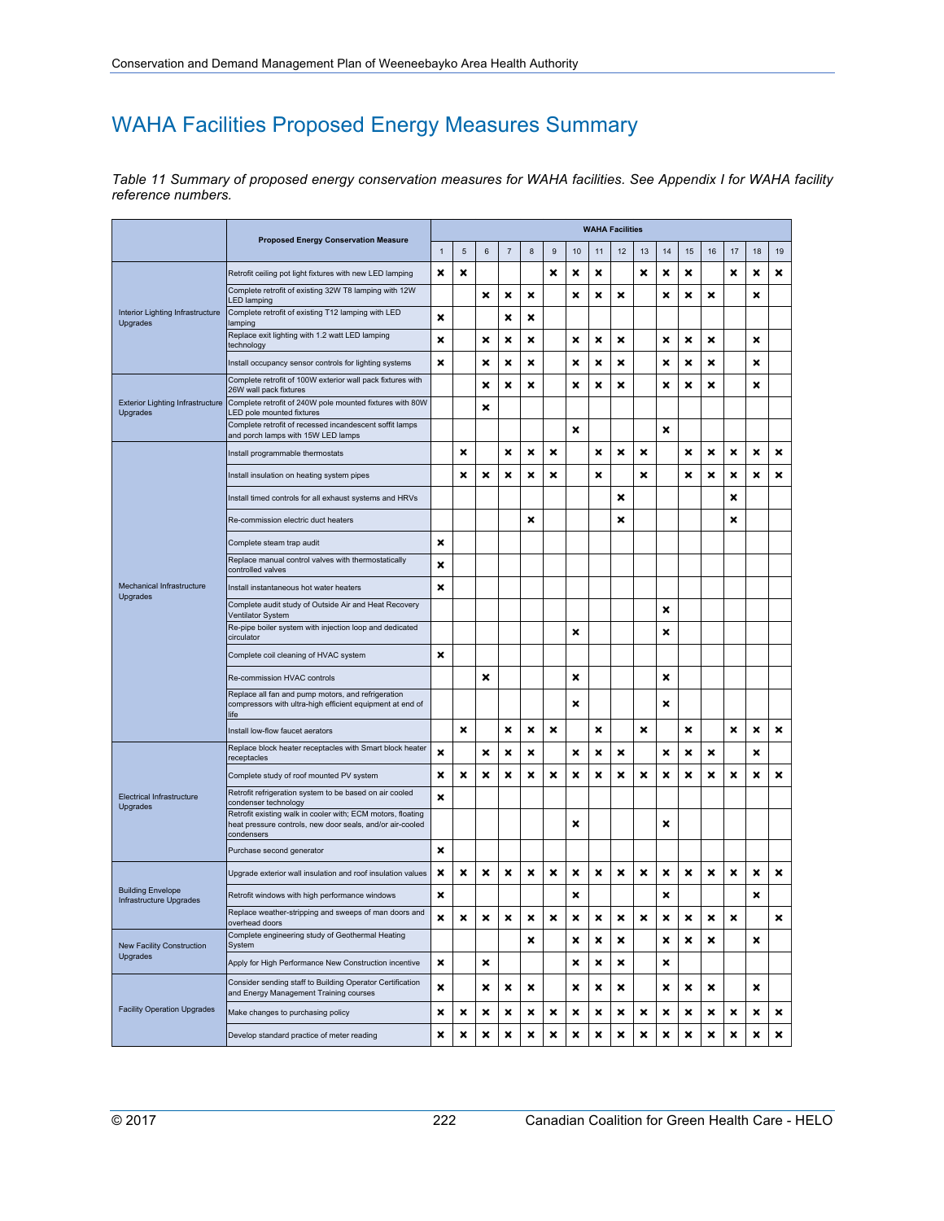# WAHA Facilities Proposed Energy Measures Summary

*Table 11 Summary of proposed energy conservation measures for WAHA facilities. See Appendix I for WAHA facility reference numbers.*

| | Proposed Energy Conservation Measure | WAHA Facilities | | | | | | | | | | | | | | | |
|---|---|---|---|---|---|---|---|---|---|---|---|---|---|---|---|---|---|
| | | 1 | 5 | 6 | 7 | 8 | 9 | 10 | 11 | 12 | 13 | 14 | 15 | 16 | 17 | 18 | 19 |
| Interior Lighting Infrastructure Upgrades | Retrofit ceiling pot light fixtures with new LED lamping | × | × | | | | × | × | × | | × | × | × | | × | × | × |
| | Complete retrofit of existing 32W T8 lamping with 12W LED lamping | | | × | × | × | | × | × | × | | × | × | × | | × | |
| | Complete retrofit of existing T12 lamping with LED lamping | × | | | × | × | | | | | | | | | | | |
| | Replace exit lighting with 1.2 watt LED lamping technology | × | | × | × | × | | × | × | × | | × | × | × | | × | |
| | Install occupancy sensor controls for lighting systems | × | | × | × | × | | × | × | × | | × | × | × | | × | |
| Exterior Lighting Infrastructure Upgrades | Complete retrofit of 100W exterior wall pack fixtures with 26W wall pack fixtures | | | × | × | × | | × | × | × | | × | × | × | | × | |
| | Complete retrofit of 240W pole mounted fixtures with 80W LED pole mounted fixtures | | | × | | | | | | | | | | | | | |
| | Complete retrofit of recessed incandescent soffit lamps and porch lamps with 15W LED lamps | | | | | | | × | | | | × | | | | | |
| Mechanical Infrastructure Upgrades | Install programmable thermostats | | × | | × | × | × | | × | × | × | | × | × | × | × | × |
| | Install insulation on heating system pipes | | × | × | × | × | × | | × | | × | | × | × | × | × | × |
| | Install timed controls for all exhaust systems and HRVs | | | | | | | | | × | | | | | × | | |
| | Re-commission electric duct heaters | | | | | × | | | | × | | | | | × | | |
| | Complete steam trap audit | × | | | | | | | | | | | | | | | |
| | Replace manual control valves with thermostatically controlled valves | × | | | | | | | | | | | | | | | |
| | Install instantaneous hot water heaters | × | | | | | | | | | | | | | | | |
| | Complete audit study of Outside Air and Heat Recovery Ventilator System | | | | | | | | | | | × | | | | | |
| | Re-pipe boiler system with injection loop and dedicated circulator | | | | | | | × | | | | × | | | | | |
| | Complete coil cleaning of HVAC system | × | | | | | | | | | | | | | | | |
| | Re-commission HVAC controls | | | × | | | | × | | | | × | | | | | |
| | Replace all fan and pump motors, and refrigeration compressors with ultra-high efficient equipment at end of life | | | | | | | × | | | | × | | | | | |
| | Install low-flow faucet aerators | | × | | × | × | × | | × | | × | | × | | × | × | × |
| Electrical Infrastructure Upgrades | Replace block heater receptacles with Smart block heater receptacles | × | | × | × | × | | × | × | × | | × | × | × | | × | |
| | Complete study of roof mounted PV system | × | × | × | × | × | × | × | × | × | × | × | × | × | × | × | × |
| | Retrofit refrigeration system to be based on air cooled condenser technology | × | | | | | | | | | | | | | | | |
| | Retrofit existing walk in cooler with; ECM motors, floating heat pressure controls, new door seals, and/or air-cooled condensers | | | | | | | × | | | | × | | | | | |
| | Purchase second generator | × | | | | | | | | | | | | | | | |
| Building Envelope Infrastructure Upgrades | Upgrade exterior wall insulation and roof insulation values | × | × | × | × | × | × | × | × | × | × | × | × | × | × | × | × |
| | Retrofit windows with high performance windows | × | | | | | | × | | | | × | | | | × | |
| | Replace weather-stripping and sweeps of man doors and overhead doors | × | × | × | × | × | × | × | × | × | × | × | × | × | × | | × |
| New Facility Construction Upgrades | Complete engineering study of Geothermal Heating System | | | | | × | | × | × | × | | × | × | × | | × | |
| | Apply for High Performance New Construction incentive | × | | × | | | | × | × | × | | × | | | | | |
| Facility Operation Upgrades | Consider sending staff to Building Operator Certification and Energy Management Training courses | × | | × | × | × | | × | × | × | | × | × | × | | × | |
| | Make changes to purchasing policy | × | × | × | × | × | × | × | × | × | × | × | × | × | × | × | × |
| | Develop standard practice of meter reading | × | × | × | × | × | × | × | × | × | × | × | × | × | × | × | × |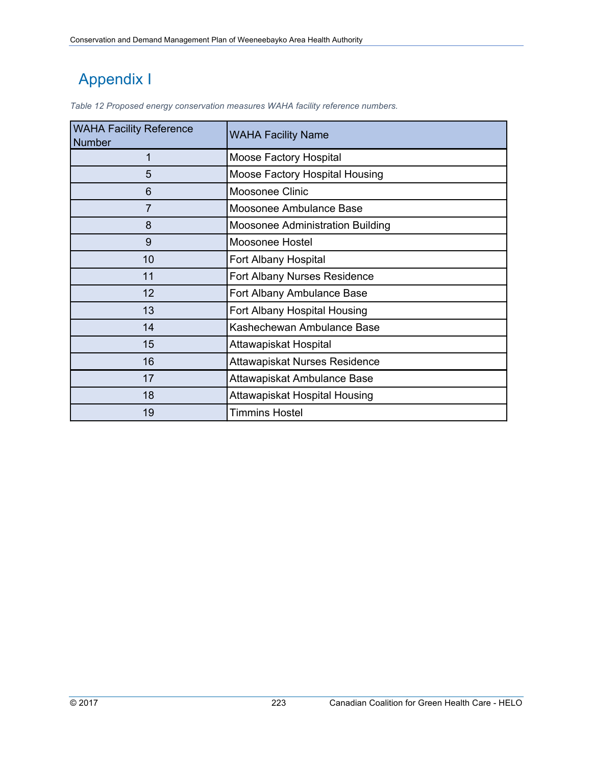# Appendix I

*Table 12 Proposed energy conservation measures WAHA facility reference numbers.*

| WAHA Facility Reference Number | WAHA Facility Name |
| --- | --- |
| 1 | Moose Factory Hospital |
| 5 | Moose Factory Hospital Housing |
| 6 | Moosonee Clinic |
| 7 | Moosonee Ambulance Base |
| 8 | Moosonee Administration Building |
| 9 | Moosonee Hostel |
| 10 | Fort Albany Hospital |
| 11 | Fort Albany Nurses Residence |
| 12 | Fort Albany Ambulance Base |
| 13 | Fort Albany Hospital Housing |
| 14 | Kashechewan Ambulance Base |
| 15 | Attawapiskat Hospital |
| 16 | Attawapiskat Nurses Residence |
| 17 | Attawapiskat Ambulance Base |
| 18 | Attawapiskat Hospital Housing |
| 19 | Timmins Hostel |